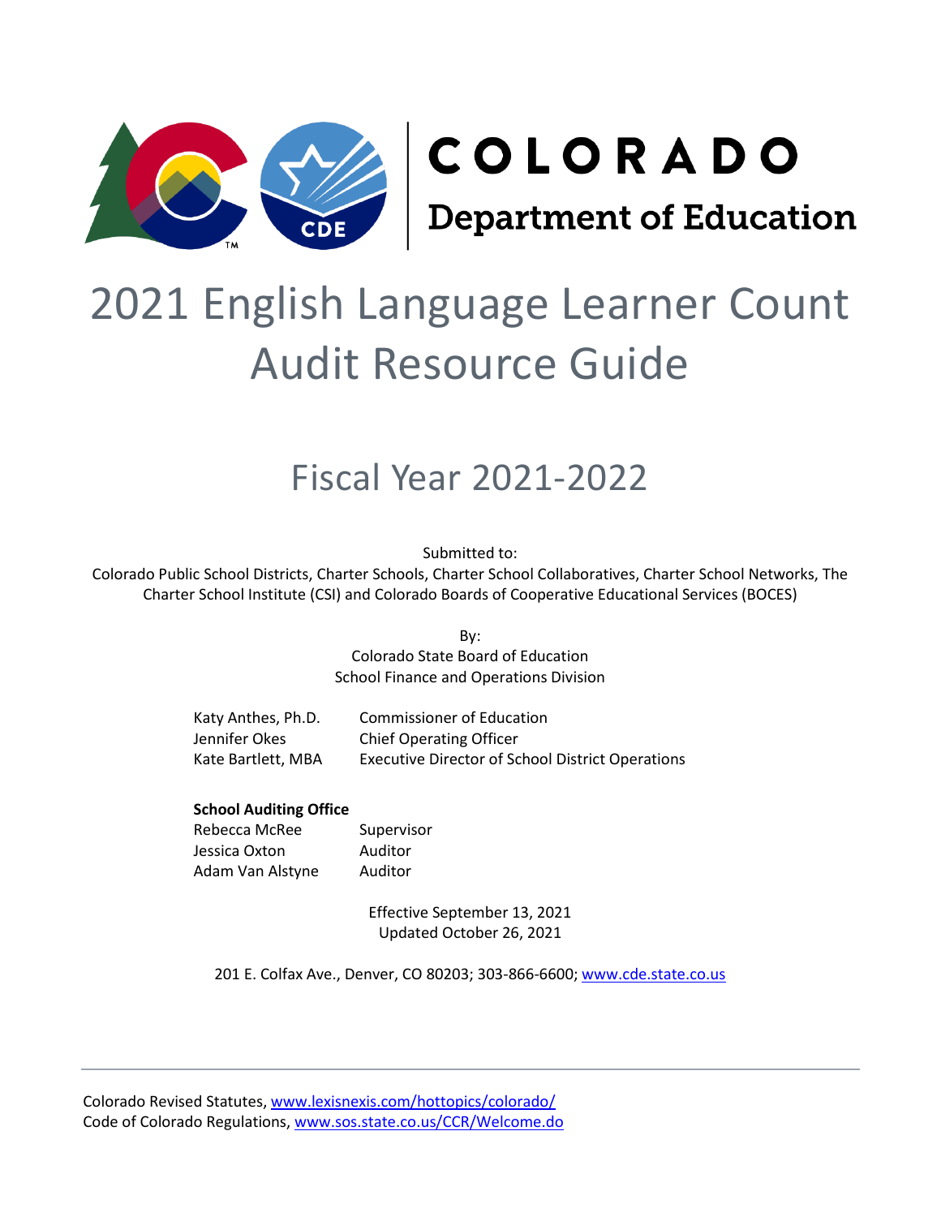COLORADO

Department of Education

# 2021 English Language Learner Count Audit Resource Guide

## Fiscal Year 2021-2022

Submitted to:
Colorado Public School Districts, Charter Schools, Charter School Collaboratives, Charter School Networks, The Charter School Institute (CSI) and Colorado Boards of Cooperative Educational Services (BOCES)

By:
Colorado State Board of Education
School Finance and Operations Division

| | |
|---|---|
| Katy Anthes, Ph.D. | Commissioner of Education |
| Jennifer Okes | Chief Operating Officer |
| Kate Bartlett, MBA | Executive Director of School District Operations |

**School Auditing Office**

| | |
|---|---|
| Rebecca McRee | Supervisor |
| Jessica Oxton | Auditor |
| Adam Van Alstyne | Auditor |

Effective September 13, 2021
Updated October 26, 2021

201 E. Colfax Ave., Denver, CO 80203; 303-866-6600; www.cde.state.co.us

Colorado Revised Statutes, www.lexisnexis.com/hottopics/colorado/
Code of Colorado Regulations, www.sos.state.co.us/CCR/Welcome.do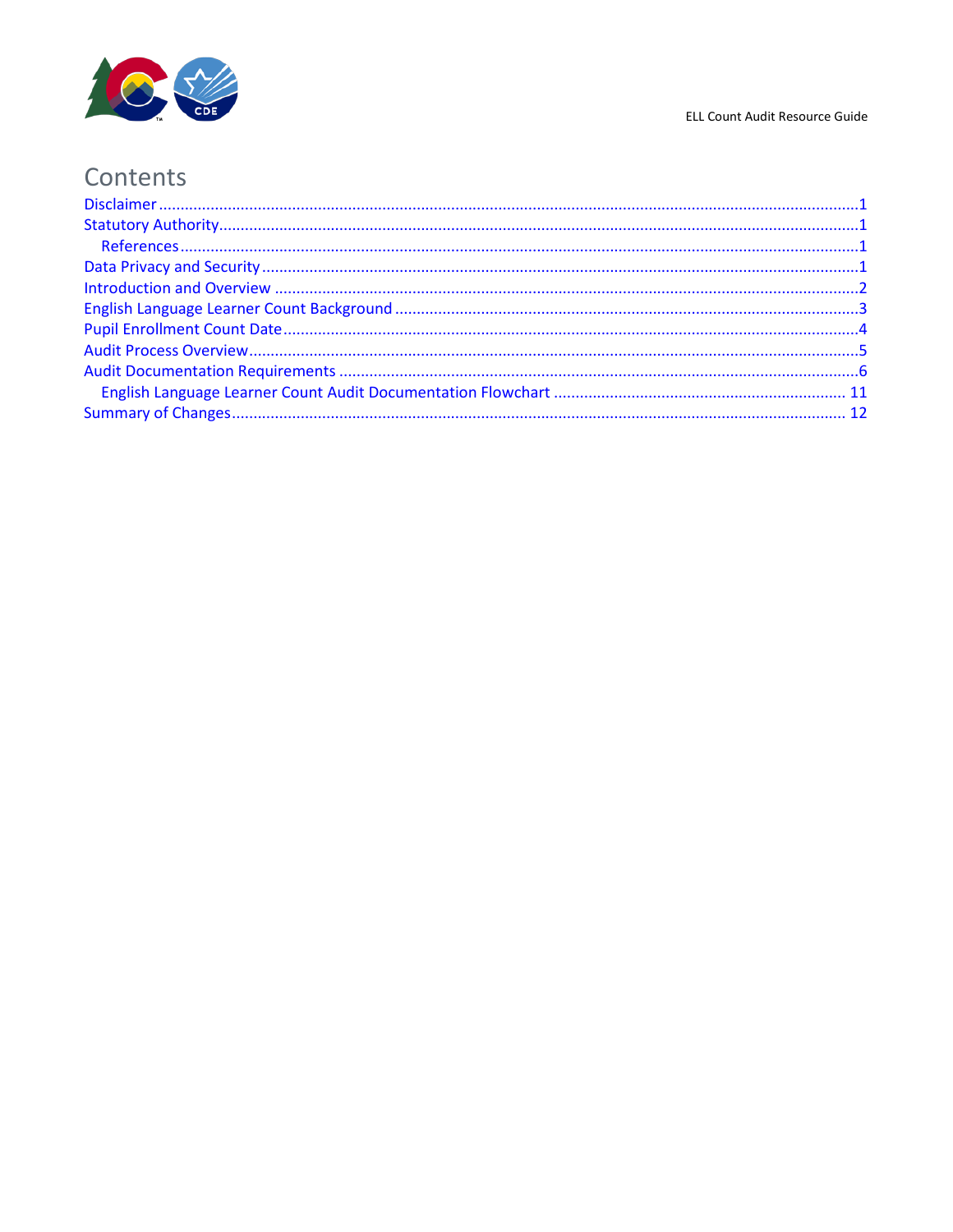# Contents

- Disclaimer ........................................................ 1
- Statutory Authority ........................................................ 1
  - References ........................................................ 1
- Data Privacy and Security ........................................................ 1
- Introduction and Overview ........................................................ 2
- English Language Learner Count Background ........................................................ 3
- Pupil Enrollment Count Date ........................................................ 4
- Audit Process Overview ........................................................ 5
- Audit Documentation Requirements ........................................................ 6
  - English Language Learner Count Audit Documentation Flowchart ........................................................ 11
- Summary of Changes ........................................................ 12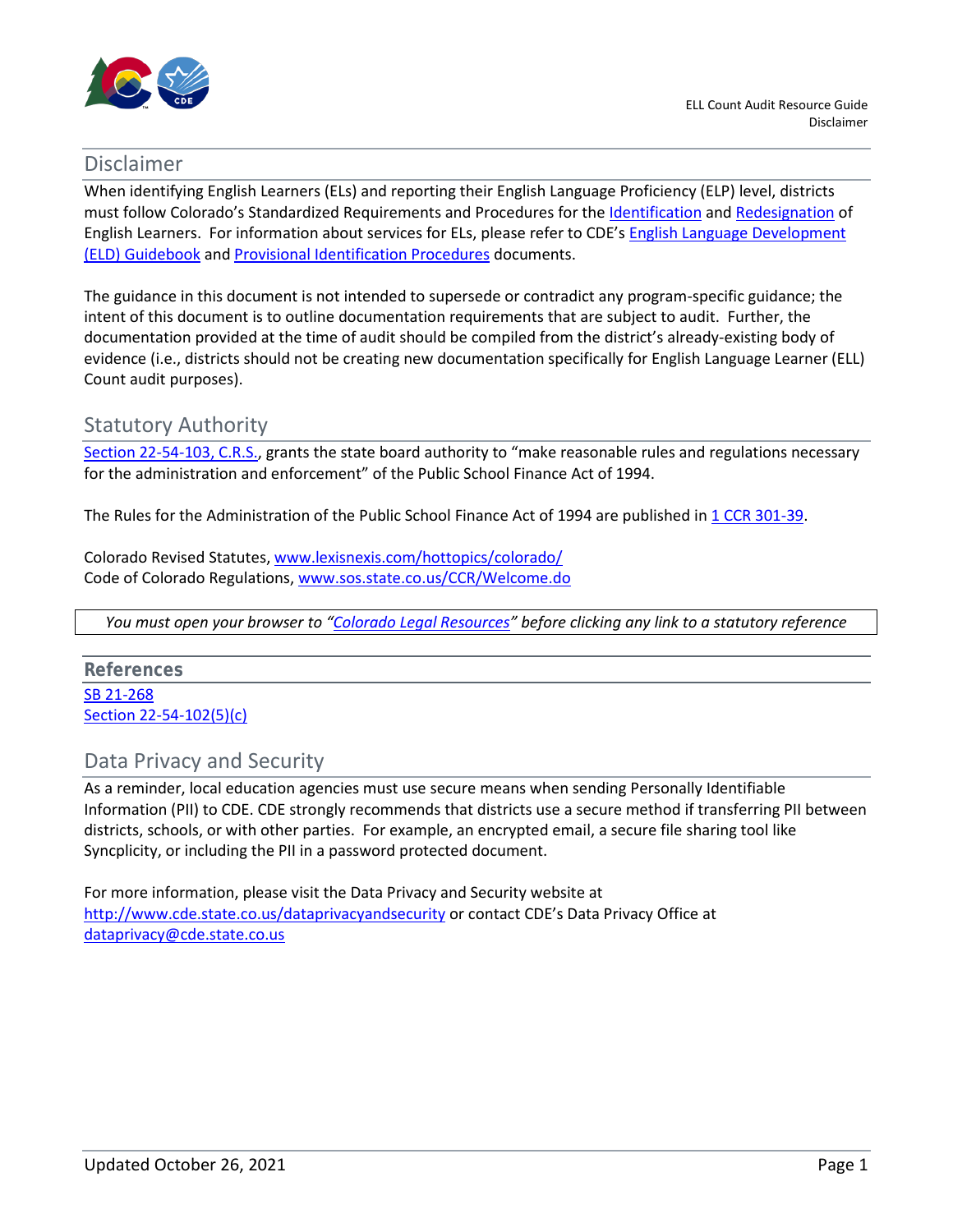## Disclaimer

When identifying English Learners (ELs) and reporting their English Language Proficiency (ELP) level, districts must follow Colorado's Standardized Requirements and Procedures for the Identification and Redesignation of English Learners. For information about services for ELs, please refer to CDE's English Language Development (ELD) Guidebook and Provisional Identification Procedures documents.

The guidance in this document is not intended to supersede or contradict any program-specific guidance; the intent of this document is to outline documentation requirements that are subject to audit. Further, the documentation provided at the time of audit should be compiled from the district's already-existing body of evidence (i.e., districts should not be creating new documentation specifically for English Language Learner (ELL) Count audit purposes).

## Statutory Authority

Section 22-54-103, C.R.S., grants the state board authority to "make reasonable rules and regulations necessary for the administration and enforcement" of the Public School Finance Act of 1994.

The Rules for the Administration of the Public School Finance Act of 1994 are published in 1 CCR 301-39.

Colorado Revised Statutes, www.lexisnexis.com/hottopics/colorado/
Code of Colorado Regulations, www.sos.state.co.us/CCR/Welcome.do

*You must open your browser to "Colorado Legal Resources" before clicking any link to a statutory reference*

### References

SB 21-268
Section 22-54-102(5)(c)

## Data Privacy and Security

As a reminder, local education agencies must use secure means when sending Personally Identifiable Information (PII) to CDE. CDE strongly recommends that districts use a secure method if transferring PII between districts, schools, or with other parties. For example, an encrypted email, a secure file sharing tool like Syncplicity, or including the PII in a password protected document.

For more information, please visit the Data Privacy and Security website at http://www.cde.state.co.us/dataprivacyandsecurity or contact CDE's Data Privacy Office at dataprivacy@cde.state.co.us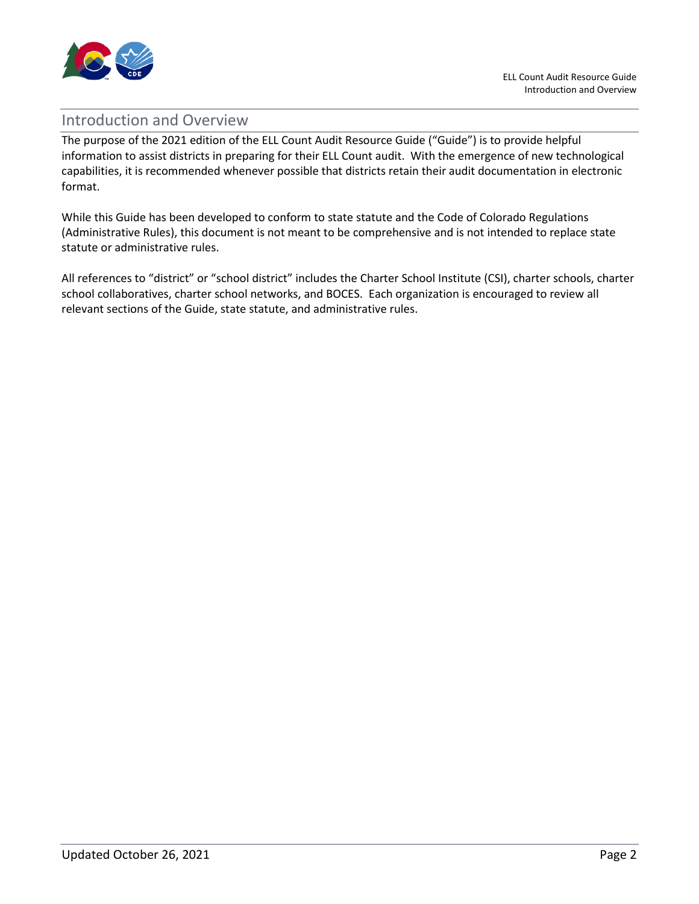## Introduction and Overview

The purpose of the 2021 edition of the ELL Count Audit Resource Guide ("Guide") is to provide helpful information to assist districts in preparing for their ELL Count audit. With the emergence of new technological capabilities, it is recommended whenever possible that districts retain their audit documentation in electronic format.

While this Guide has been developed to conform to state statute and the Code of Colorado Regulations (Administrative Rules), this document is not meant to be comprehensive and is not intended to replace state statute or administrative rules.

All references to "district" or "school district" includes the Charter School Institute (CSI), charter schools, charter school collaboratives, charter school networks, and BOCES. Each organization is encouraged to review all relevant sections of the Guide, state statute, and administrative rules.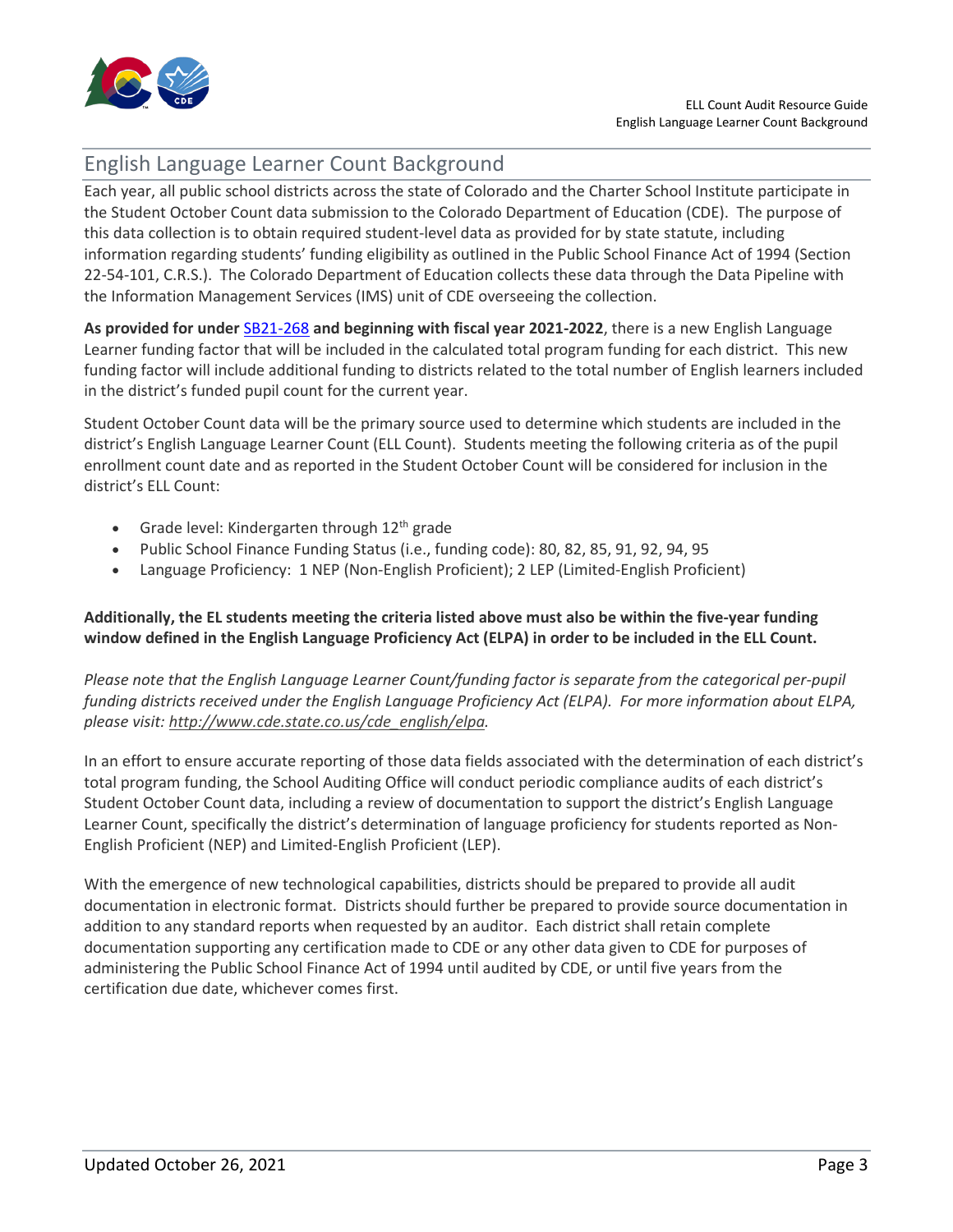## English Language Learner Count Background

Each year, all public school districts across the state of Colorado and the Charter School Institute participate in the Student October Count data submission to the Colorado Department of Education (CDE). The purpose of this data collection is to obtain required student-level data as provided for by state statute, including information regarding students' funding eligibility as outlined in the Public School Finance Act of 1994 (Section 22-54-101, C.R.S.). The Colorado Department of Education collects these data through the Data Pipeline with the Information Management Services (IMS) unit of CDE overseeing the collection.

**As provided for under** SB21-268 **and beginning with fiscal year 2021-2022**, there is a new English Language Learner funding factor that will be included in the calculated total program funding for each district. This new funding factor will include additional funding to districts related to the total number of English learners included in the district's funded pupil count for the current year.

Student October Count data will be the primary source used to determine which students are included in the district's English Language Learner Count (ELL Count). Students meeting the following criteria as of the pupil enrollment count date and as reported in the Student October Count will be considered for inclusion in the district's ELL Count:

- Grade level: Kindergarten through 12th grade
- Public School Finance Funding Status (i.e., funding code): 80, 82, 85, 91, 92, 94, 95
- Language Proficiency: 1 NEP (Non-English Proficient); 2 LEP (Limited-English Proficient)

**Additionally, the EL students meeting the criteria listed above must also be within the five-year funding window defined in the English Language Proficiency Act (ELPA) in order to be included in the ELL Count.**

*Please note that the English Language Learner Count/funding factor is separate from the categorical per-pupil funding districts received under the English Language Proficiency Act (ELPA). For more information about ELPA, please visit: http://www.cde.state.co.us/cde_english/elpa.*

In an effort to ensure accurate reporting of those data fields associated with the determination of each district's total program funding, the School Auditing Office will conduct periodic compliance audits of each district's Student October Count data, including a review of documentation to support the district's English Language Learner Count, specifically the district's determination of language proficiency for students reported as Non-English Proficient (NEP) and Limited-English Proficient (LEP).

With the emergence of new technological capabilities, districts should be prepared to provide all audit documentation in electronic format. Districts should further be prepared to provide source documentation in addition to any standard reports when requested by an auditor. Each district shall retain complete documentation supporting any certification made to CDE or any other data given to CDE for purposes of administering the Public School Finance Act of 1994 until audited by CDE, or until five years from the certification due date, whichever comes first.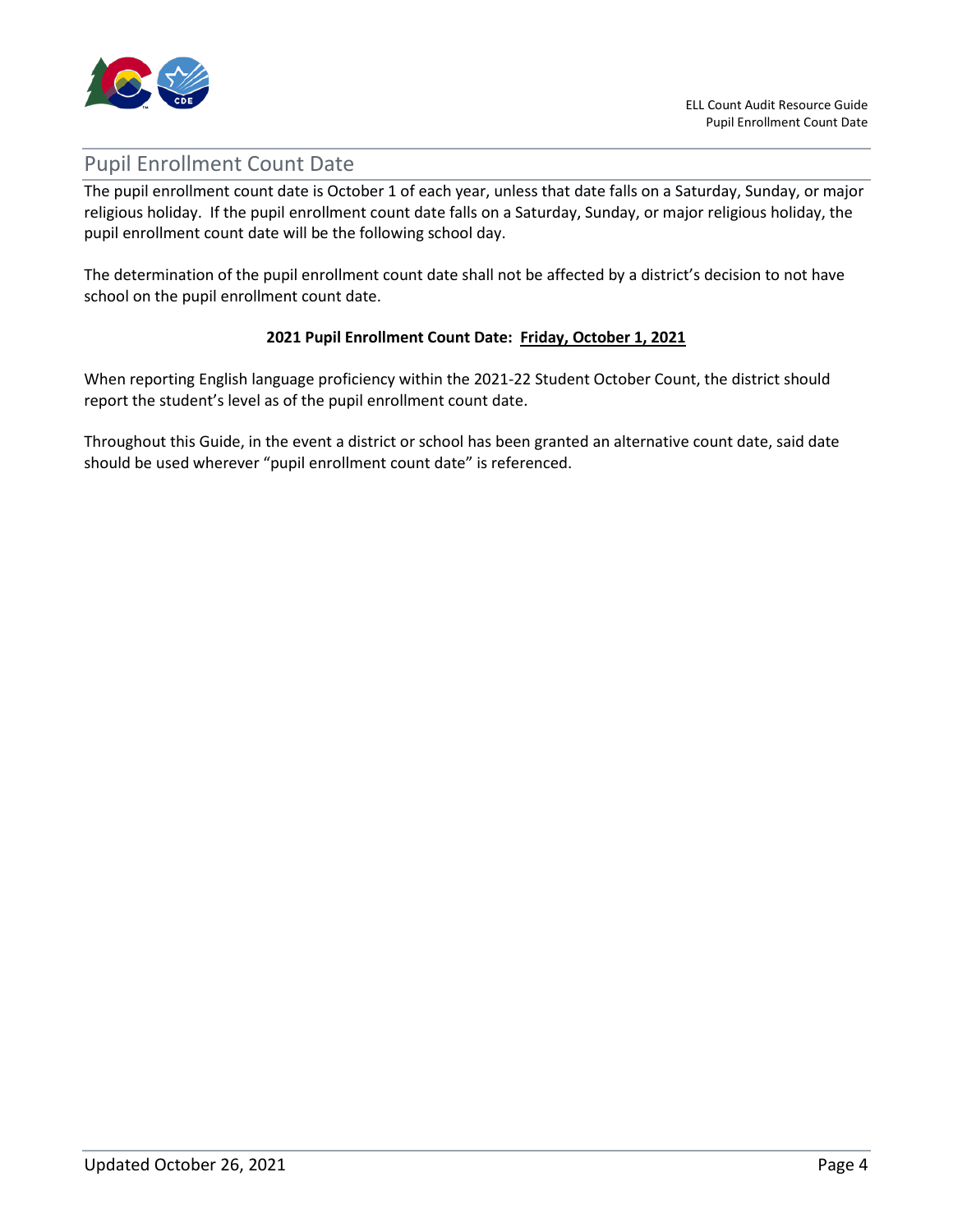## Pupil Enrollment Count Date

The pupil enrollment count date is October 1 of each year, unless that date falls on a Saturday, Sunday, or major religious holiday. If the pupil enrollment count date falls on a Saturday, Sunday, or major religious holiday, the pupil enrollment count date will be the following school day.

The determination of the pupil enrollment count date shall not be affected by a district's decision to not have school on the pupil enrollment count date.

**2021 Pupil Enrollment Count Date: Friday, October 1, 2021**

When reporting English language proficiency within the 2021-22 Student October Count, the district should report the student's level as of the pupil enrollment count date.

Throughout this Guide, in the event a district or school has been granted an alternative count date, said date should be used wherever "pupil enrollment count date" is referenced.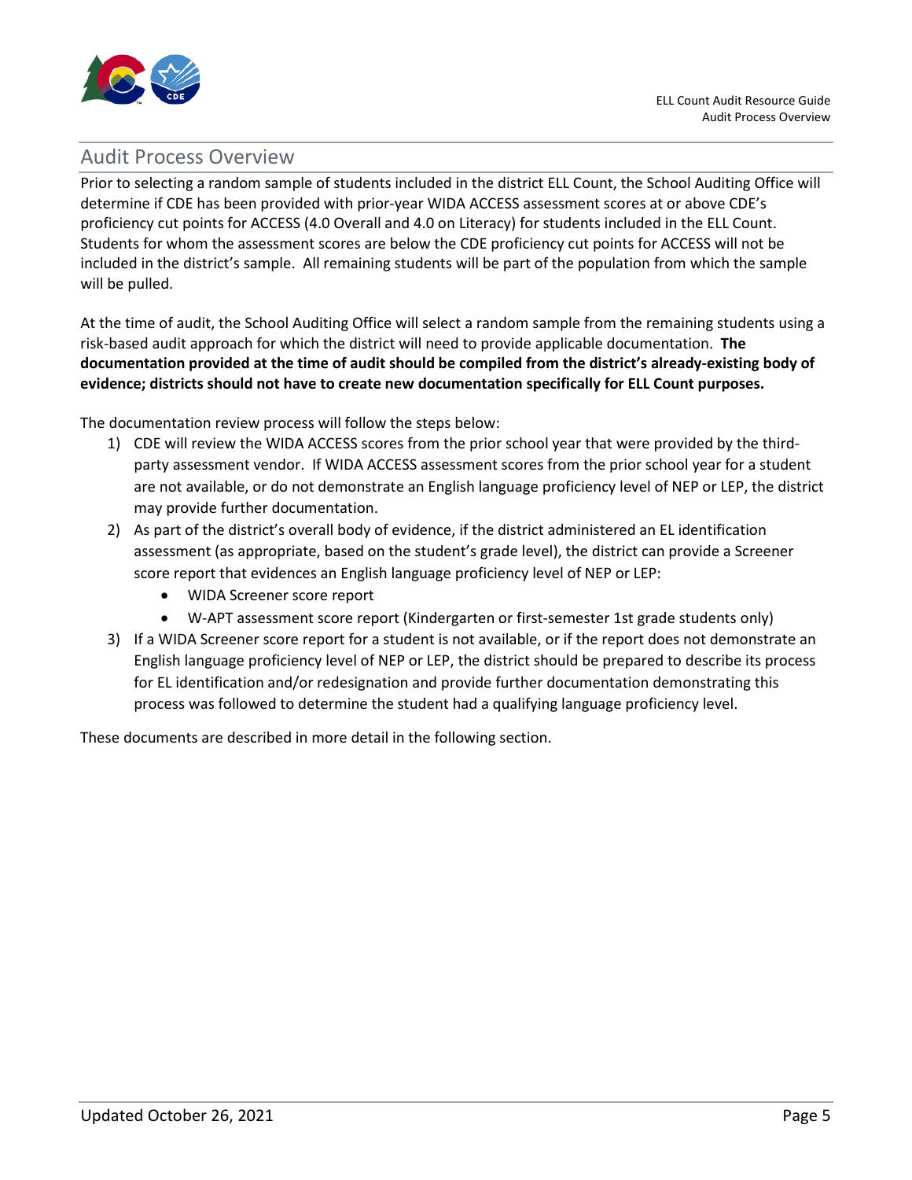## Audit Process Overview

Prior to selecting a random sample of students included in the district ELL Count, the School Auditing Office will determine if CDE has been provided with prior-year WIDA ACCESS assessment scores at or above CDE's proficiency cut points for ACCESS (4.0 Overall and 4.0 on Literacy) for students included in the ELL Count. Students for whom the assessment scores are below the CDE proficiency cut points for ACCESS will not be included in the district's sample. All remaining students will be part of the population from which the sample will be pulled.

At the time of audit, the School Auditing Office will select a random sample from the remaining students using a risk-based audit approach for which the district will need to provide applicable documentation. **The documentation provided at the time of audit should be compiled from the district's already-existing body of evidence; districts should not have to create new documentation specifically for ELL Count purposes.**

The documentation review process will follow the steps below:

1) CDE will review the WIDA ACCESS scores from the prior school year that were provided by the third-party assessment vendor. If WIDA ACCESS assessment scores from the prior school year for a student are not available, or do not demonstrate an English language proficiency level of NEP or LEP, the district may provide further documentation.
2) As part of the district's overall body of evidence, if the district administered an EL identification assessment (as appropriate, based on the student's grade level), the district can provide a Screener score report that evidences an English language proficiency level of NEP or LEP:
   - WIDA Screener score report
   - W-APT assessment score report (Kindergarten or first-semester 1st grade students only)
3) If a WIDA Screener score report for a student is not available, or if the report does not demonstrate an English language proficiency level of NEP or LEP, the district should be prepared to describe its process for EL identification and/or redesignation and provide further documentation demonstrating this process was followed to determine the student had a qualifying language proficiency level.

These documents are described in more detail in the following section.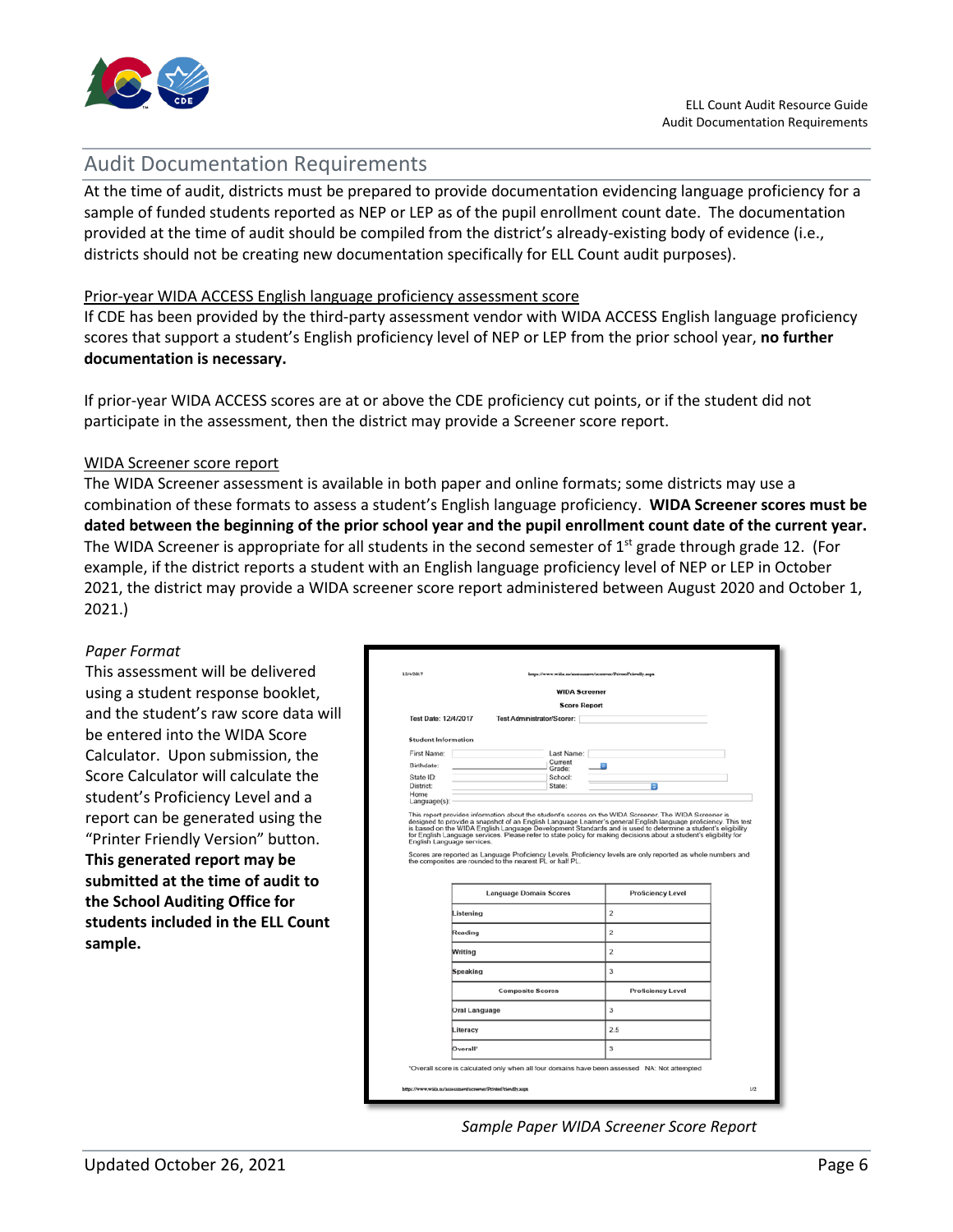## Audit Documentation Requirements

At the time of audit, districts must be prepared to provide documentation evidencing language proficiency for a sample of funded students reported as NEP or LEP as of the pupil enrollment count date. The documentation provided at the time of audit should be compiled from the district's already-existing body of evidence (i.e., districts should not be creating new documentation specifically for ELL Count audit purposes).

Prior-year WIDA ACCESS English language proficiency assessment score

If CDE has been provided by the third-party assessment vendor with WIDA ACCESS English language proficiency scores that support a student's English proficiency level of NEP or LEP from the prior school year, **no further documentation is necessary.**

If prior-year WIDA ACCESS scores are at or above the CDE proficiency cut points, or if the student did not participate in the assessment, then the district may provide a Screener score report.

WIDA Screener score report

The WIDA Screener assessment is available in both paper and online formats; some districts may use a combination of these formats to assess a student's English language proficiency. **WIDA Screener scores must be dated between the beginning of the prior school year and the pupil enrollment count date of the current year.** The WIDA Screener is appropriate for all students in the second semester of 1st grade through grade 12. (For example, if the district reports a student with an English language proficiency level of NEP or LEP in October 2021, the district may provide a WIDA screener score report administered between August 2020 and October 1, 2021.)

*Paper Format*

This assessment will be delivered using a student response booklet, and the student's raw score data will be entered into the WIDA Score Calculator. Upon submission, the Score Calculator will calculate the student's Proficiency Level and a report can be generated using the "Printer Friendly Version" button. **This generated report may be submitted at the time of audit to the School Auditing Office for students included in the ELL Count sample.**

12/4/2017 https://www.wida.us/assessment/screener/PrinterFriendly.aspx

WIDA Screener

Score Report

Test Date: 12/4/2017 Test Administrator/Scorer:

Student Information

First Name: Last Name:
Birthdate: Current Grade:
State ID: School:
District: State:
Home Language(s):

This report provides information about the student's scores on the WIDA Screener. The WIDA Screener is designed to provide a snapshot of an English Language Learner's general English language proficiency. This test is based on the WIDA English Language Development Standards and is used to determine a student's eligibility for English Language services. Please refer to state policy for making decisions about a student's eligibility for English Language services.

Scores are reported as Language Proficiency Levels. Proficiency levels are only reported as whole numbers and the composites are rounded to the nearest PL or half PL.

| Language Domain Scores | Proficiency Level |
|---|---|
| Listening | 2 |
| Reading | 2 |
| Writing | 2 |
| Speaking | 3 |
| **Composite Scores** | **Proficiency Level** |
| Oral Language | 3 |
| Literacy | 2.5 |
| Overall* | 3 |

*Overall score is calculated only when all four domains have been assessed NA: Not attempted

https://www.wida.us/assessment/screener/PrinterFriendly.aspx 1/2

*Sample Paper WIDA Screener Score Report*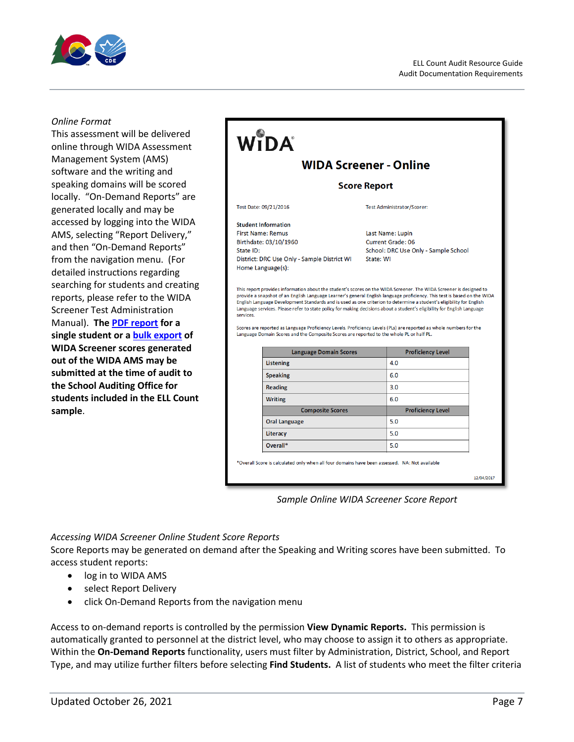*Online Format*

This assessment will be delivered online through WIDA Assessment Management System (AMS) software and the writing and speaking domains will be scored locally. "On-Demand Reports" are generated locally and may be accessed by logging into the WIDA AMS, selecting "Report Delivery," and then "On-Demand Reports" from the navigation menu. (For detailed instructions regarding searching for students and creating reports, please refer to the WIDA Screener Test Administration Manual). **The PDF report for a single student or a bulk export of WIDA Screener scores generated out of the WIDA AMS may be submitted at the time of audit to the School Auditing Office for students included in the ELL Count sample**.

WIDA

**WIDA Screener - Online**

**Score Report**

Test Date: 09/21/2016

Test Administrator/Scorer:

Student Information

First Name: Remus

Last Name: Lupin

Birthdate: 03/10/1960

Current Grade: 06

State ID:

School: DRC Use Only - Sample School

District: DRC Use Only - Sample District WI

State: WI

Home Language(s):

This report provides information about the student's scores on the WIDA Screener. The WIDA Screener is designed to provide a snapshot of an English Language Learner's general English language proficiency. This test is based on the WIDA English Language Development Standards and is used as one criterion to determine a student's eligibility for English Language services. Please refer to state policy for making decisions about a student's eligibility for English Language services.

Scores are reported as Language Proficiency Levels. Proficiency Levels (PLs) are reported as whole numbers for the Language Domain Scores and the Composite Scores are reported to the whole PL or half PL.

| Language Domain Scores | Proficiency Level |
|---|---|
| Listening | 4.0 |
| Speaking | 6.0 |
| Reading | 3.0 |
| Writing | 6.0 |
| **Composite Scores** | **Proficiency Level** |
| Oral Language | 5.0 |
| Literacy | 5.0 |
| Overall* | 5.0 |

*Overall Score is calculated only when all four domains have been assessed. NA: Not available

12/04/2017

*Sample Online WIDA Screener Score Report*

*Accessing WIDA Screener Online Student Score Reports*

Score Reports may be generated on demand after the Speaking and Writing scores have been submitted. To access student reports:

- log in to WIDA AMS
- select Report Delivery
- click On-Demand Reports from the navigation menu

Access to on-demand reports is controlled by the permission **View Dynamic Reports.** This permission is automatically granted to personnel at the district level, who may choose to assign it to others as appropriate. Within the **On-Demand Reports** functionality, users must filter by Administration, District, School, and Report Type, and may utilize further filters before selecting **Find Students.** A list of students who meet the filter criteria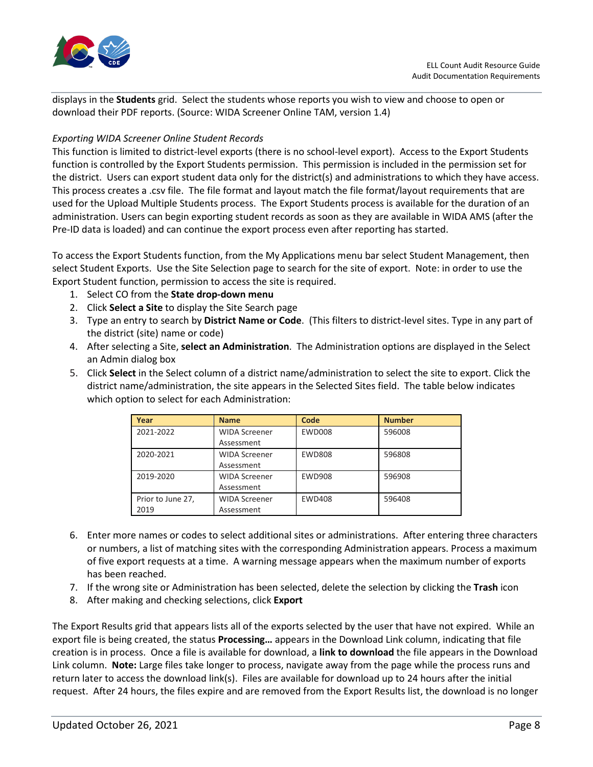displays in the **Students** grid. Select the students whose reports you wish to view and choose to open or download their PDF reports. (Source: WIDA Screener Online TAM, version 1.4)

*Exporting WIDA Screener Online Student Records*

This function is limited to district-level exports (there is no school-level export). Access to the Export Students function is controlled by the Export Students permission. This permission is included in the permission set for the district. Users can export student data only for the district(s) and administrations to which they have access. This process creates a .csv file. The file format and layout match the file format/layout requirements that are used for the Upload Multiple Students process. The Export Students process is available for the duration of an administration. Users can begin exporting student records as soon as they are available in WIDA AMS (after the Pre-ID data is loaded) and can continue the export process even after reporting has started.

To access the Export Students function, from the My Applications menu bar select Student Management, then select Student Exports. Use the Site Selection page to search for the site of export. Note: in order to use the Export Student function, permission to access the site is required.

1. Select CO from the **State drop-down menu**
2. Click **Select a Site** to display the Site Search page
3. Type an entry to search by **District Name or Code**. (This filters to district-level sites. Type in any part of the district (site) name or code)
4. After selecting a Site, **select an Administration**. The Administration options are displayed in the Select an Admin dialog box
5. Click **Select** in the Select column of a district name/administration to select the site to export. Click the district name/administration, the site appears in the Selected Sites field. The table below indicates which option to select for each Administration:

| Year | Name | Code | Number |
|---|---|---|---|
| 2021-2022 | WIDA Screener Assessment | EWD008 | 596008 |
| 2020-2021 | WIDA Screener Assessment | EWD808 | 596808 |
| 2019-2020 | WIDA Screener Assessment | EWD908 | 596908 |
| Prior to June 27, 2019 | WIDA Screener Assessment | EWD408 | 596408 |

6. Enter more names or codes to select additional sites or administrations. After entering three characters or numbers, a list of matching sites with the corresponding Administration appears. Process a maximum of five export requests at a time. A warning message appears when the maximum number of exports has been reached.
7. If the wrong site or Administration has been selected, delete the selection by clicking the **Trash** icon
8. After making and checking selections, click **Export**

The Export Results grid that appears lists all of the exports selected by the user that have not expired. While an export file is being created, the status **Processing…** appears in the Download Link column, indicating that file creation is in process. Once a file is available for download, a **link to download** the file appears in the Download Link column. **Note:** Large files take longer to process, navigate away from the page while the process runs and return later to access the download link(s). Files are available for download up to 24 hours after the initial request. After 24 hours, the files expire and are removed from the Export Results list, the download is no longer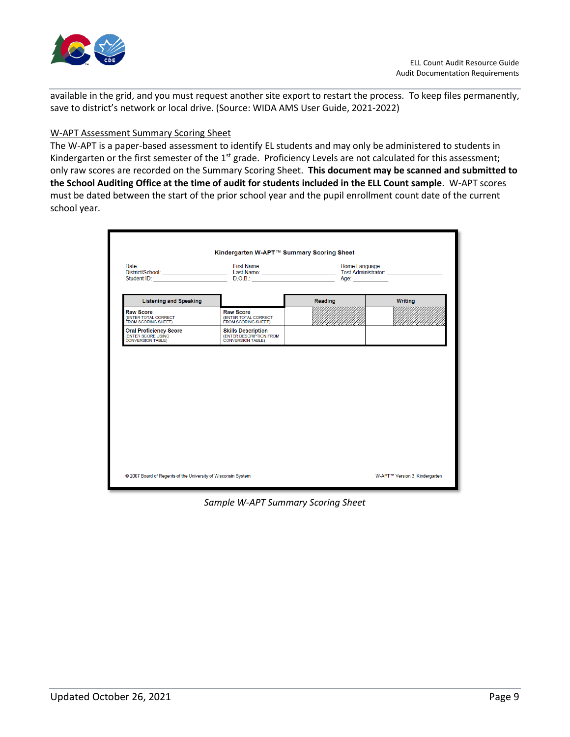available in the grid, and you must request another site export to restart the process. To keep files permanently, save to district's network or local drive. (Source: WIDA AMS User Guide, 2021-2022)

W-APT Assessment Summary Scoring Sheet

The W-APT is a paper-based assessment to identify EL students and may only be administered to students in Kindergarten or the first semester of the 1st grade. Proficiency Levels are not calculated for this assessment; only raw scores are recorded on the Summary Scoring Sheet. **This document may be scanned and submitted to the School Auditing Office at the time of audit for students included in the ELL Count sample**. W-APT scores must be dated between the start of the prior school year and the pupil enrollment count date of the current school year.

**Kindergarten W-APT™ Summary Scoring Sheet**

Date: ____________________ First Name: ____________________ Home Language: ____________________
District/School: ____________________ Last Name: ____________________ Test Administrator: ____________________
Student ID: ____________________ D.O.B.: ____________________ Age: __________

| Listening and Speaking | | | Reading | | Writing | |
|---|---|---|---|---|---|---|
| Raw Score (ENTER TOTAL CORRECT FROM SCORING SHEET) | | Raw Score (ENTER TOTAL CORRECT FROM SCORING SHEET) | | | | |
| Oral Proficiency Score (ENTER SCORE USING CONVERSION TABLE) | | Skills Description (ENTER DESCRIPTION FROM CONVERSION TABLE) | | | | |

© 2007 Board of Regents of the University of Wisconsin System

W-APT™ Version 3, Kindergarten

*Sample W-APT Summary Scoring Sheet*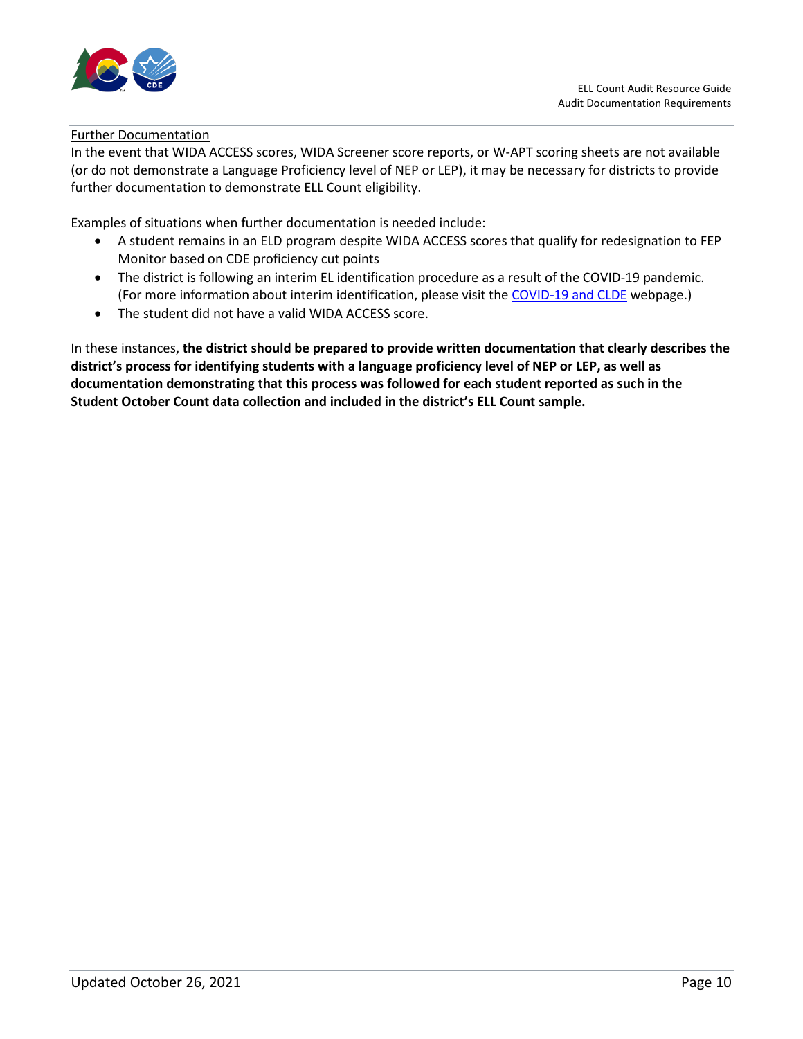Further Documentation

In the event that WIDA ACCESS scores, WIDA Screener score reports, or W-APT scoring sheets are not available (or do not demonstrate a Language Proficiency level of NEP or LEP), it may be necessary for districts to provide further documentation to demonstrate ELL Count eligibility.

Examples of situations when further documentation is needed include:

- A student remains in an ELD program despite WIDA ACCESS scores that qualify for redesignation to FEP Monitor based on CDE proficiency cut points
- The district is following an interim EL identification procedure as a result of the COVID-19 pandemic. (For more information about interim identification, please visit the COVID-19 and CLDE webpage.)
- The student did not have a valid WIDA ACCESS score.

In these instances, **the district should be prepared to provide written documentation that clearly describes the district's process for identifying students with a language proficiency level of NEP or LEP, as well as documentation demonstrating that this process was followed for each student reported as such in the Student October Count data collection and included in the district's ELL Count sample.**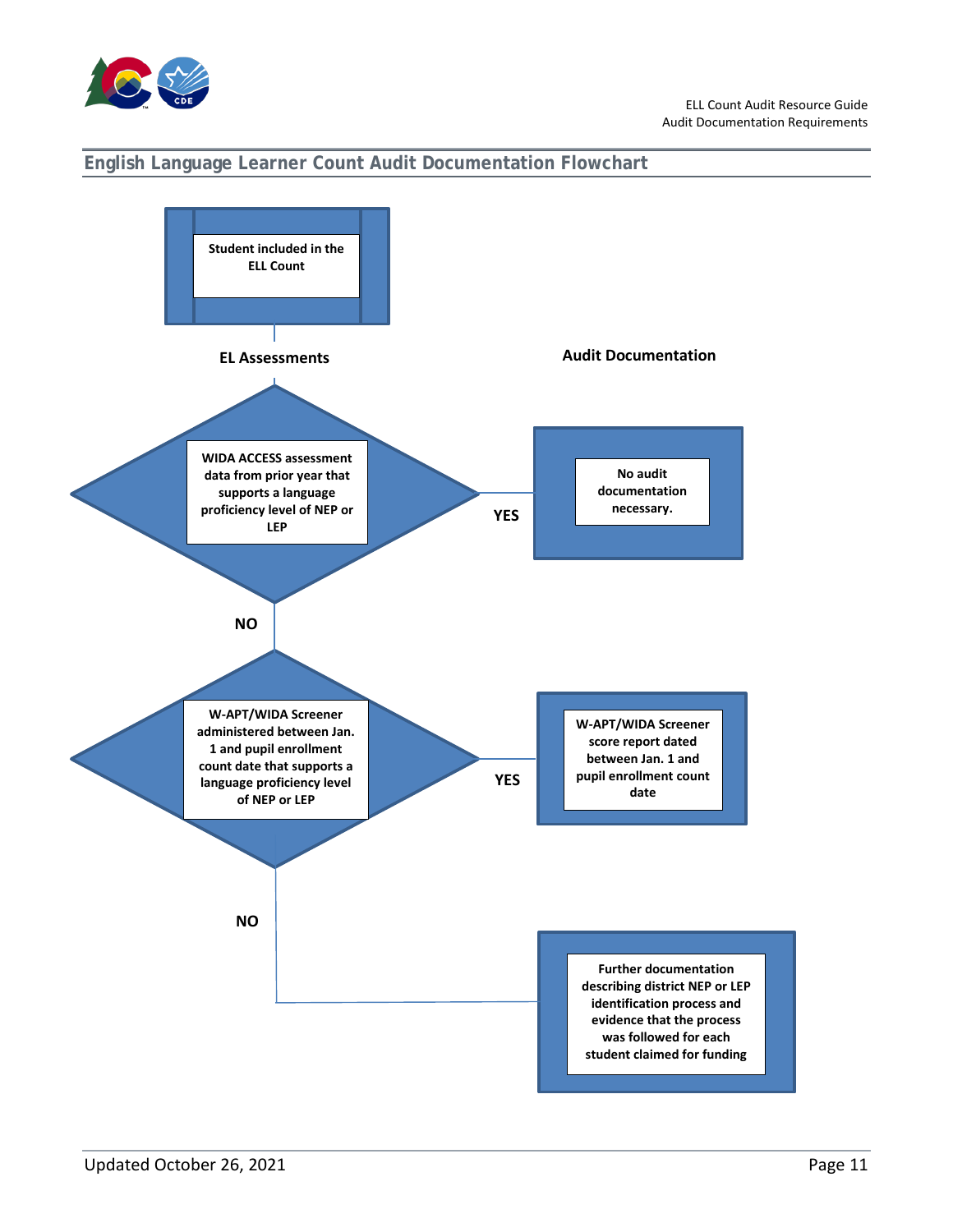## English Language Learner Count Audit Documentation Flowchart

Student included in the ELL Count

**EL Assessments**

**Audit Documentation**

WIDA ACCESS assessment data from prior year that supports a language proficiency level of NEP or LEP

**YES** → No audit documentation necessary.

**NO** ↓

W-APT/WIDA Screener administered between Jan. 1 and pupil enrollment count date that supports a language proficiency level of NEP or LEP

**YES** → W-APT/WIDA Screener score report dated between Jan. 1 and pupil enrollment count date

**NO** → Further documentation describing district NEP or LEP identification process and evidence that the process was followed for each student claimed for funding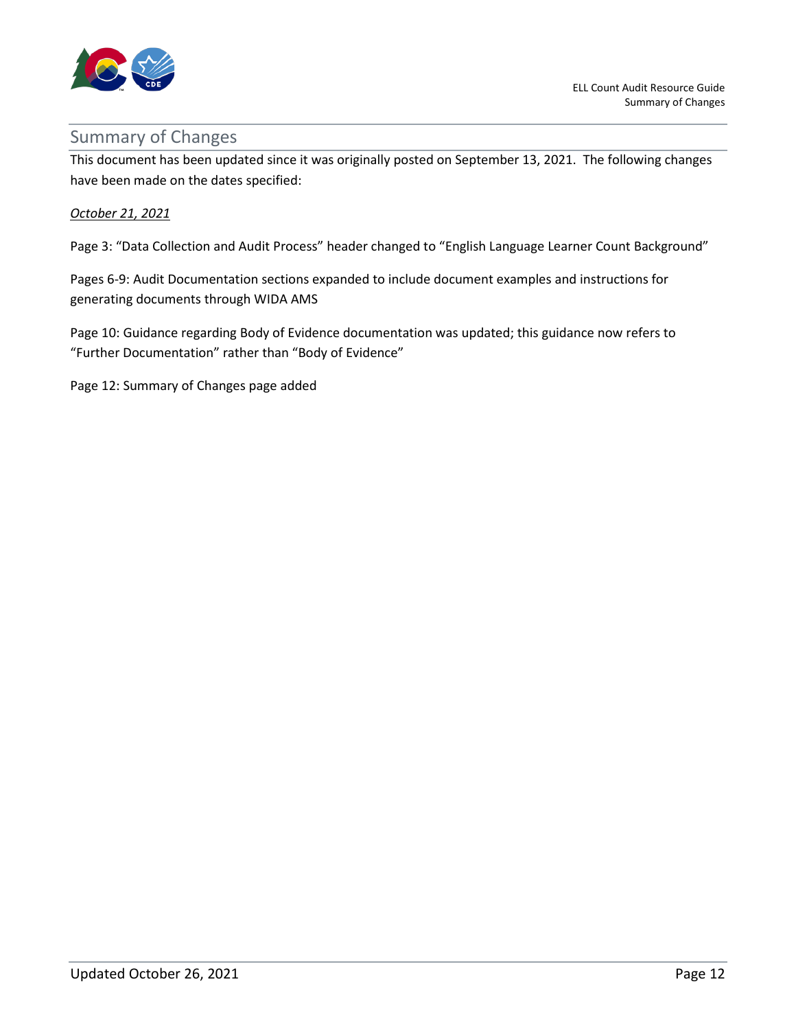## Summary of Changes

This document has been updated since it was originally posted on September 13, 2021. The following changes have been made on the dates specified:

*October 21, 2021*

Page 3: “Data Collection and Audit Process” header changed to “English Language Learner Count Background”

Pages 6-9: Audit Documentation sections expanded to include document examples and instructions for generating documents through WIDA AMS

Page 10: Guidance regarding Body of Evidence documentation was updated; this guidance now refers to “Further Documentation” rather than “Body of Evidence”

Page 12: Summary of Changes page added